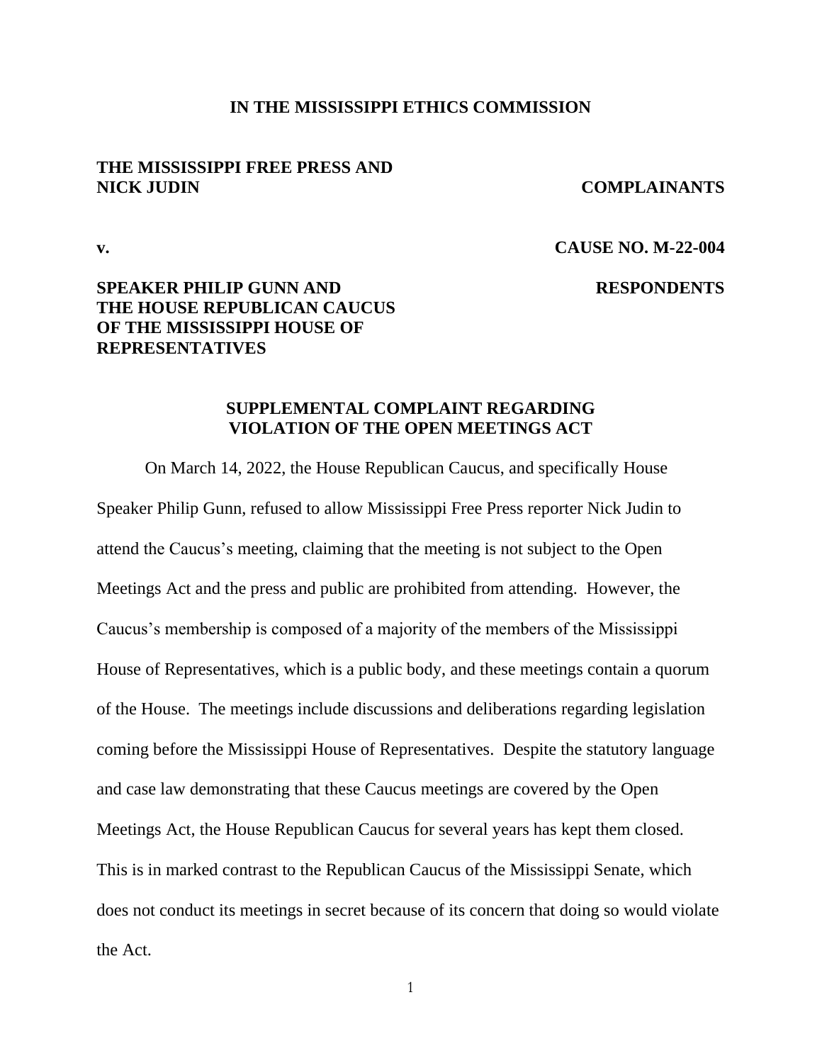**IN THE MISSISSIPPI ETHICS COMMISSION**

**THE MISSISSIPPI FREE PRESS AND NICK JUDIN** **COMPLAINANTS**

**v.** **CAUSE NO. M-22-004**

**SPEAKER PHILIP GUNN AND THE HOUSE REPUBLICAN CAUCUS OF THE MISSISSIPPI HOUSE OF REPRESENTATIVES** **RESPONDENTS**

## SUPPLEMENTAL COMPLAINT REGARDING VIOLATION OF THE OPEN MEETINGS ACT

On March 14, 2022, the House Republican Caucus, and specifically House Speaker Philip Gunn, refused to allow Mississippi Free Press reporter Nick Judin to attend the Caucus's meeting, claiming that the meeting is not subject to the Open Meetings Act and the press and public are prohibited from attending. However, the Caucus's membership is composed of a majority of the members of the Mississippi House of Representatives, which is a public body, and these meetings contain a quorum of the House. The meetings include discussions and deliberations regarding legislation coming before the Mississippi House of Representatives. Despite the statutory language and case law demonstrating that these Caucus meetings are covered by the Open Meetings Act, the House Republican Caucus for several years has kept them closed. This is in marked contrast to the Republican Caucus of the Mississippi Senate, which does not conduct its meetings in secret because of its concern that doing so would violate the Act.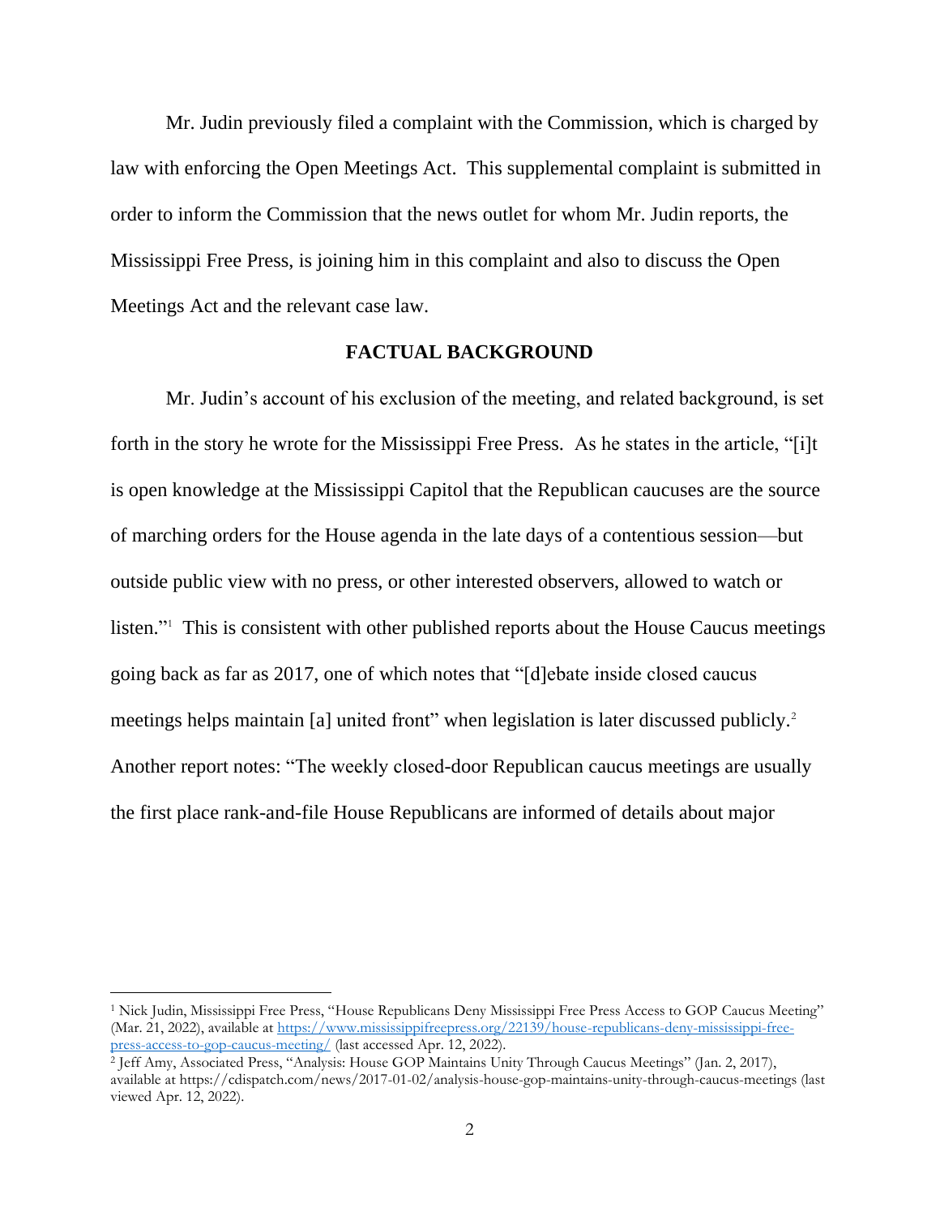Mr. Judin previously filed a complaint with the Commission, which is charged by law with enforcing the Open Meetings Act. This supplemental complaint is submitted in order to inform the Commission that the news outlet for whom Mr. Judin reports, the Mississippi Free Press, is joining him in this complaint and also to discuss the Open Meetings Act and the relevant case law.

## FACTUAL BACKGROUND

Mr. Judin's account of his exclusion of the meeting, and related background, is set forth in the story he wrote for the Mississippi Free Press. As he states in the article, "[i]t is open knowledge at the Mississippi Capitol that the Republican caucuses are the source of marching orders for the House agenda in the late days of a contentious session—but outside public view with no press, or other interested observers, allowed to watch or listen."[1] This is consistent with other published reports about the House Caucus meetings going back as far as 2017, one of which notes that "[d]ebate inside closed caucus meetings helps maintain [a] united front" when legislation is later discussed publicly.[2] Another report notes: "The weekly closed-door Republican caucus meetings are usually the first place rank-and-file House Republicans are informed of details about major

---

[1] Nick Judin, Mississippi Free Press, "House Republicans Deny Mississippi Free Press Access to GOP Caucus Meeting" (Mar. 21, 2022), available at https://www.mississippifreepress.org/22139/house-republicans-deny-mississippi-free-press-access-to-gop-caucus-meeting/ (last accessed Apr. 12, 2022).

[2] Jeff Amy, Associated Press, "Analysis: House GOP Maintains Unity Through Caucus Meetings" (Jan. 2, 2017), available at https://cdispatch.com/news/2017-01-02/analysis-house-gop-maintains-unity-through-caucus-meetings (last viewed Apr. 12, 2022).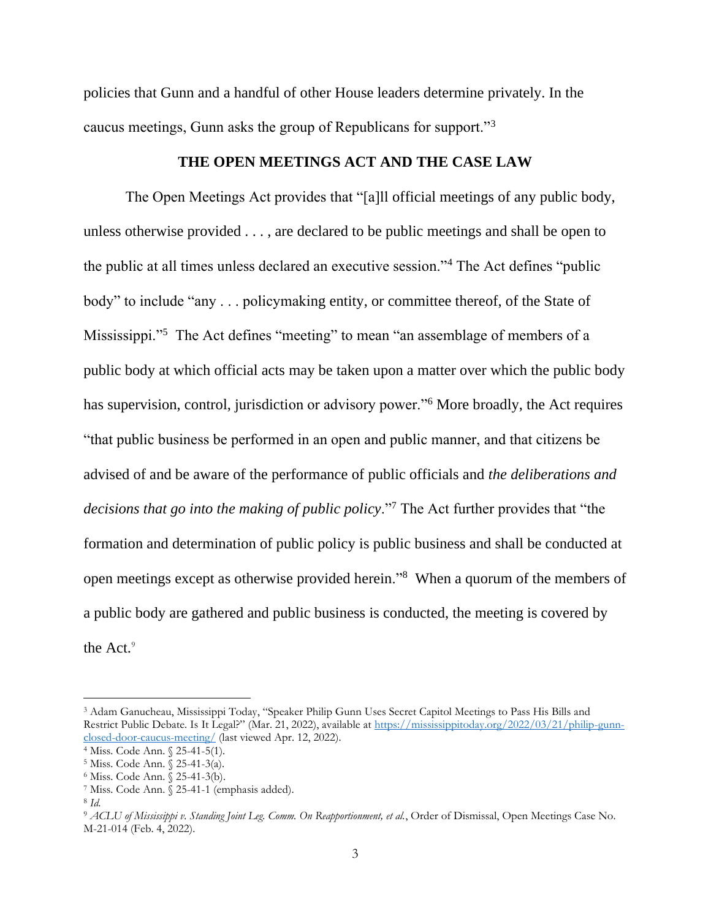policies that Gunn and a handful of other House leaders determine privately. In the caucus meetings, Gunn asks the group of Republicans for support."[3]

## THE OPEN MEETINGS ACT AND THE CASE LAW

The Open Meetings Act provides that "[a]ll official meetings of any public body, unless otherwise provided . . . , are declared to be public meetings and shall be open to the public at all times unless declared an executive session."[4] The Act defines "public body" to include "any . . . policymaking entity, or committee thereof, of the State of Mississippi."[5] The Act defines "meeting" to mean "an assemblage of members of a public body at which official acts may be taken upon a matter over which the public body has supervision, control, jurisdiction or advisory power."[6] More broadly, the Act requires "that public business be performed in an open and public manner, and that citizens be advised of and be aware of the performance of public officials and *the deliberations and decisions that go into the making of public policy*."[7] The Act further provides that "the formation and determination of public policy is public business and shall be conducted at open meetings except as otherwise provided herein."[8] When a quorum of the members of a public body are gathered and public business is conducted, the meeting is covered by the Act.[9]

---

[3] Adam Ganucheau, Mississippi Today, "Speaker Philip Gunn Uses Secret Capitol Meetings to Pass His Bills and Restrict Public Debate. Is It Legal?" (Mar. 21, 2022), available at https://mississippitoday.org/2022/03/21/philip-gunn-closed-door-caucus-meeting/ (last viewed Apr. 12, 2022).

[4] Miss. Code Ann. § 25-41-5(1).

[5] Miss. Code Ann. § 25-41-3(a).

[6] Miss. Code Ann. § 25-41-3(b).

[7] Miss. Code Ann. § 25-41-1 (emphasis added).

[8] *Id.*

[9] *ACLU of Mississippi v. Standing Joint Leg. Comm. On Reapportionment, et al.*, Order of Dismissal, Open Meetings Case No. M-21-014 (Feb. 4, 2022).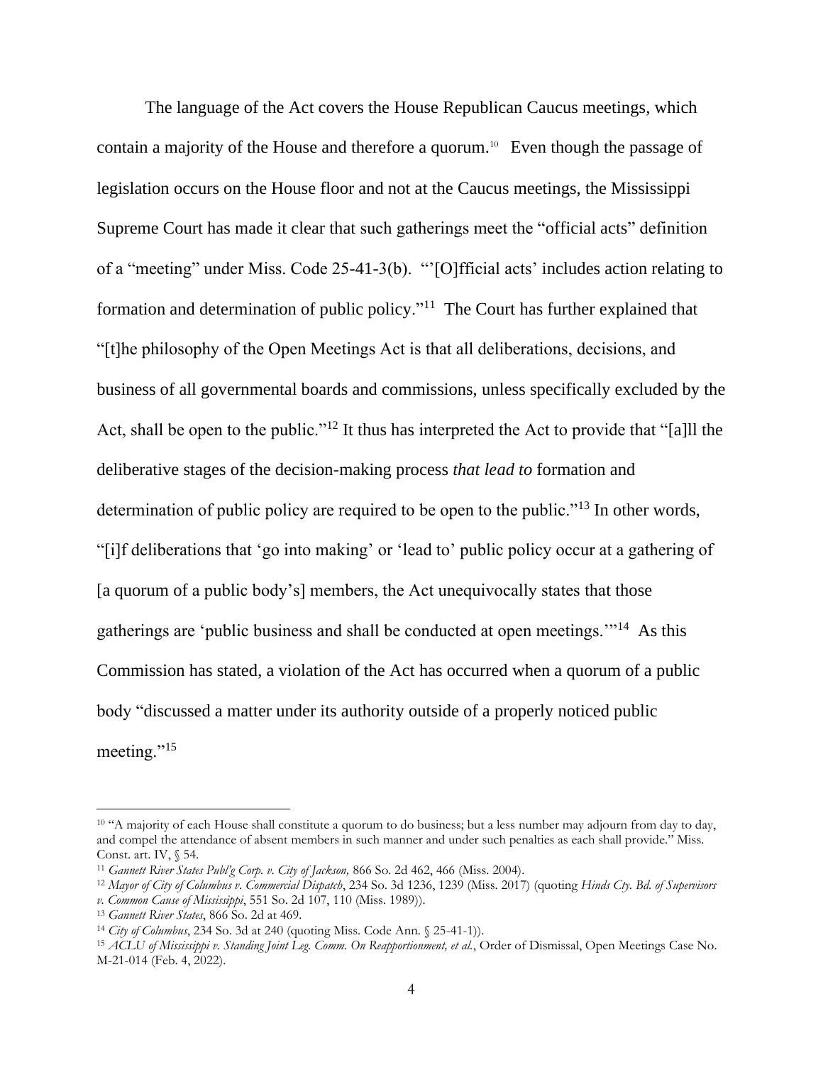The language of the Act covers the House Republican Caucus meetings, which contain a majority of the House and therefore a quorum.[10] Even though the passage of legislation occurs on the House floor and not at the Caucus meetings, the Mississippi Supreme Court has made it clear that such gatherings meet the "official acts" definition of a "meeting" under Miss. Code 25-41-3(b). "'[O]fficial acts' includes action relating to formation and determination of public policy."[11] The Court has further explained that "[t]he philosophy of the Open Meetings Act is that all deliberations, decisions, and business of all governmental boards and commissions, unless specifically excluded by the Act, shall be open to the public."[12] It thus has interpreted the Act to provide that "[a]ll the deliberative stages of the decision-making process *that lead to* formation and determination of public policy are required to be open to the public."[13] In other words, "[i]f deliberations that 'go into making' or 'lead to' public policy occur at a gathering of [a quorum of a public body's] members, the Act unequivocally states that those gatherings are 'public business and shall be conducted at open meetings.'"[14] As this Commission has stated, a violation of the Act has occurred when a quorum of a public body "discussed a matter under its authority outside of a properly noticed public meeting."[15]

---

[10] "A majority of each House shall constitute a quorum to do business; but a less number may adjourn from day to day, and compel the attendance of absent members in such manner and under such penalties as each shall provide." Miss. Const. art. IV, § 54.

[11] *Gannett River States Publ'g Corp. v. City of Jackson,* 866 So. 2d 462, 466 (Miss. 2004).

[12] *Mayor of City of Columbus v. Commercial Dispatch*, 234 So. 3d 1236, 1239 (Miss. 2017) (quoting *Hinds Cty. Bd. of Supervisors v. Common Cause of Mississippi*, 551 So. 2d 107, 110 (Miss. 1989)).

[13] *Gannett River States*, 866 So. 2d at 469.

[14] *City of Columbus*, 234 So. 3d at 240 (quoting Miss. Code Ann. § 25-41-1)).

[15] *ACLU of Mississippi v. Standing Joint Leg. Comm. On Reapportionment, et al.*, Order of Dismissal, Open Meetings Case No. M-21-014 (Feb. 4, 2022).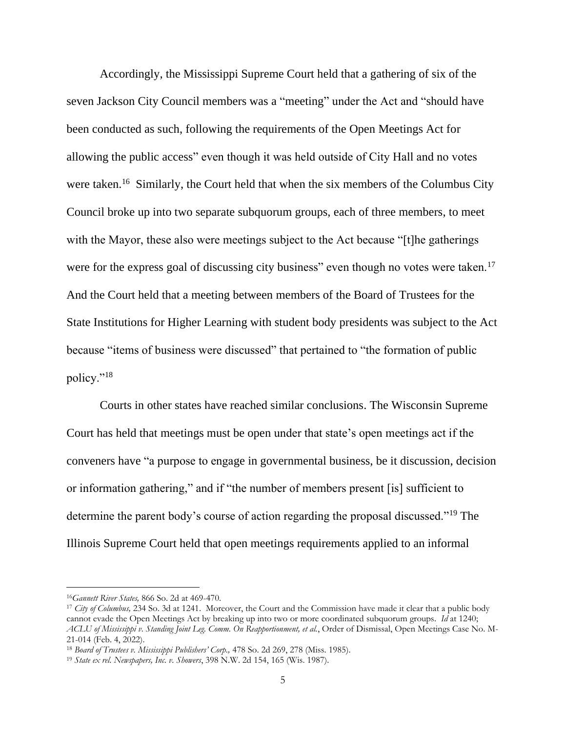Accordingly, the Mississippi Supreme Court held that a gathering of six of the seven Jackson City Council members was a "meeting" under the Act and "should have been conducted as such, following the requirements of the Open Meetings Act for allowing the public access" even though it was held outside of City Hall and no votes were taken.[16] Similarly, the Court held that when the six members of the Columbus City Council broke up into two separate subquorum groups, each of three members, to meet with the Mayor, these also were meetings subject to the Act because "[t]he gatherings were for the express goal of discussing city business" even though no votes were taken.[17] And the Court held that a meeting between members of the Board of Trustees for the State Institutions for Higher Learning with student body presidents was subject to the Act because "items of business were discussed" that pertained to "the formation of public policy."[18]

Courts in other states have reached similar conclusions. The Wisconsin Supreme Court has held that meetings must be open under that state's open meetings act if the conveners have "a purpose to engage in governmental business, be it discussion, decision or information gathering," and if "the number of members present [is] sufficient to determine the parent body's course of action regarding the proposal discussed."[19] The Illinois Supreme Court held that open meetings requirements applied to an informal

---

[16] *Gannett River States,* 866 So. 2d at 469-470.

[17] *City of Columbus,* 234 So. 3d at 1241. Moreover, the Court and the Commission have made it clear that a public body cannot evade the Open Meetings Act by breaking up into two or more coordinated subquorum groups. *Id* at 1240; *ACLU of Mississippi v. Standing Joint Leg. Comm. On Reapportionment, et al.*, Order of Dismissal, Open Meetings Case No. M-21-014 (Feb. 4, 2022).

[18] *Board of Trustees v. Mississippi Publishers' Corp.,* 478 So. 2d 269, 278 (Miss. 1985).

[19] *State ex rel. Newspapers, Inc. v. Showers*, 398 N.W. 2d 154, 165 (Wis. 1987).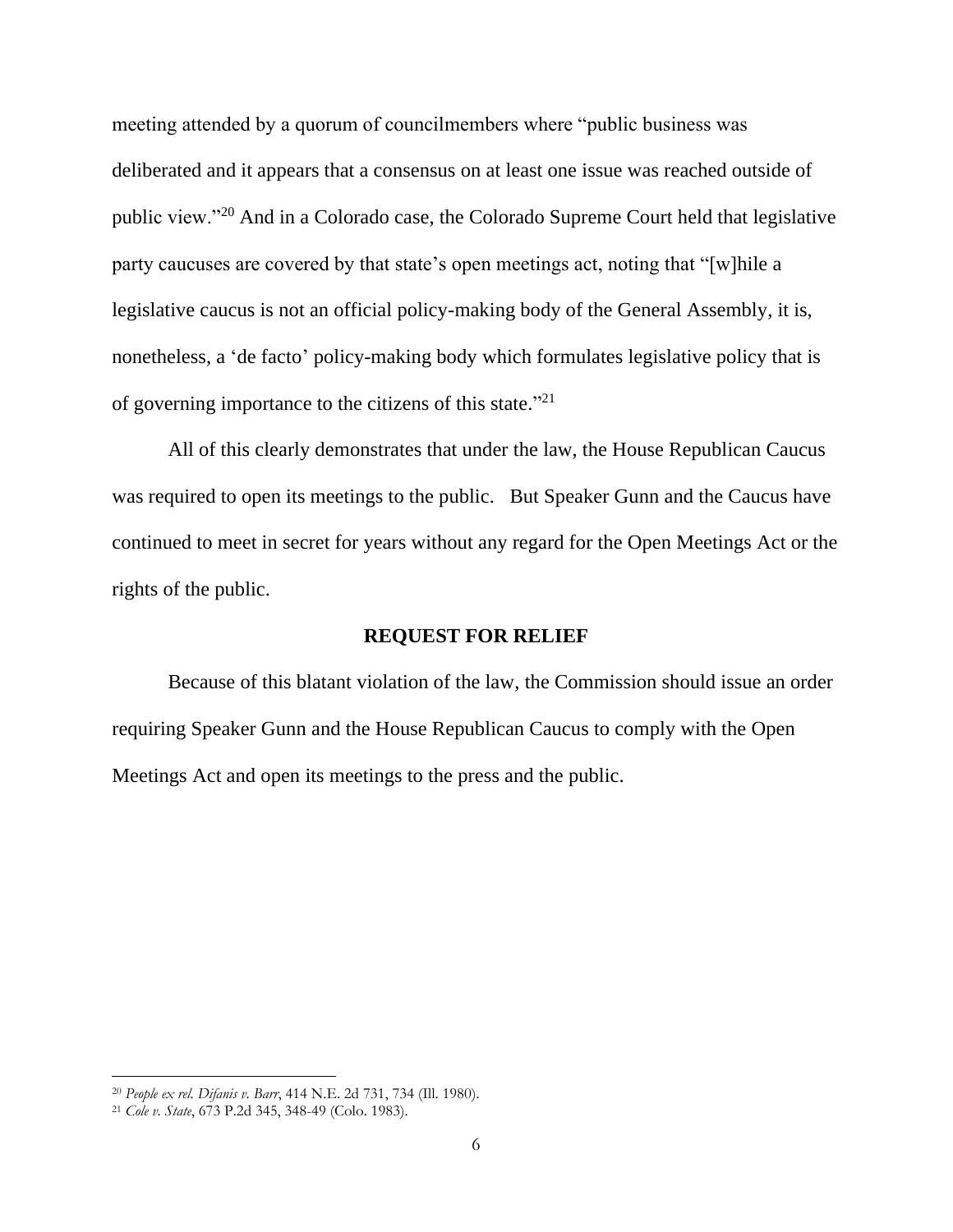meeting attended by a quorum of councilmembers where "public business was deliberated and it appears that a consensus on at least one issue was reached outside of public view."[20] And in a Colorado case, the Colorado Supreme Court held that legislative party caucuses are covered by that state's open meetings act, noting that "[w]hile a legislative caucus is not an official policy-making body of the General Assembly, it is, nonetheless, a 'de facto' policy-making body which formulates legislative policy that is of governing importance to the citizens of this state."[21]

All of this clearly demonstrates that under the law, the House Republican Caucus was required to open its meetings to the public. But Speaker Gunn and the Caucus have continued to meet in secret for years without any regard for the Open Meetings Act or the rights of the public.

## REQUEST FOR RELIEF

Because of this blatant violation of the law, the Commission should issue an order requiring Speaker Gunn and the House Republican Caucus to comply with the Open Meetings Act and open its meetings to the press and the public.

---

[20] *People ex rel. Difanis v. Barr*, 414 N.E. 2d 731, 734 (Ill. 1980).

[21] *Cole v. State*, 673 P.2d 345, 348-49 (Colo. 1983).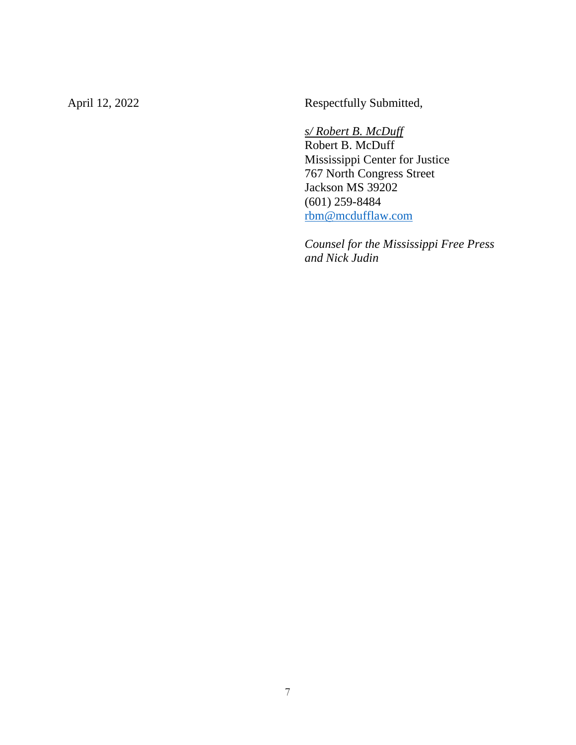April 12, 2022

Respectfully Submitted,

*s/ Robert B. McDuff*
Robert B. McDuff
Mississippi Center for Justice
767 North Congress Street
Jackson MS 39202
(601) 259-8484
rbm@mcdufflaw.com

*Counsel for the Mississippi Free Press and Nick Judin*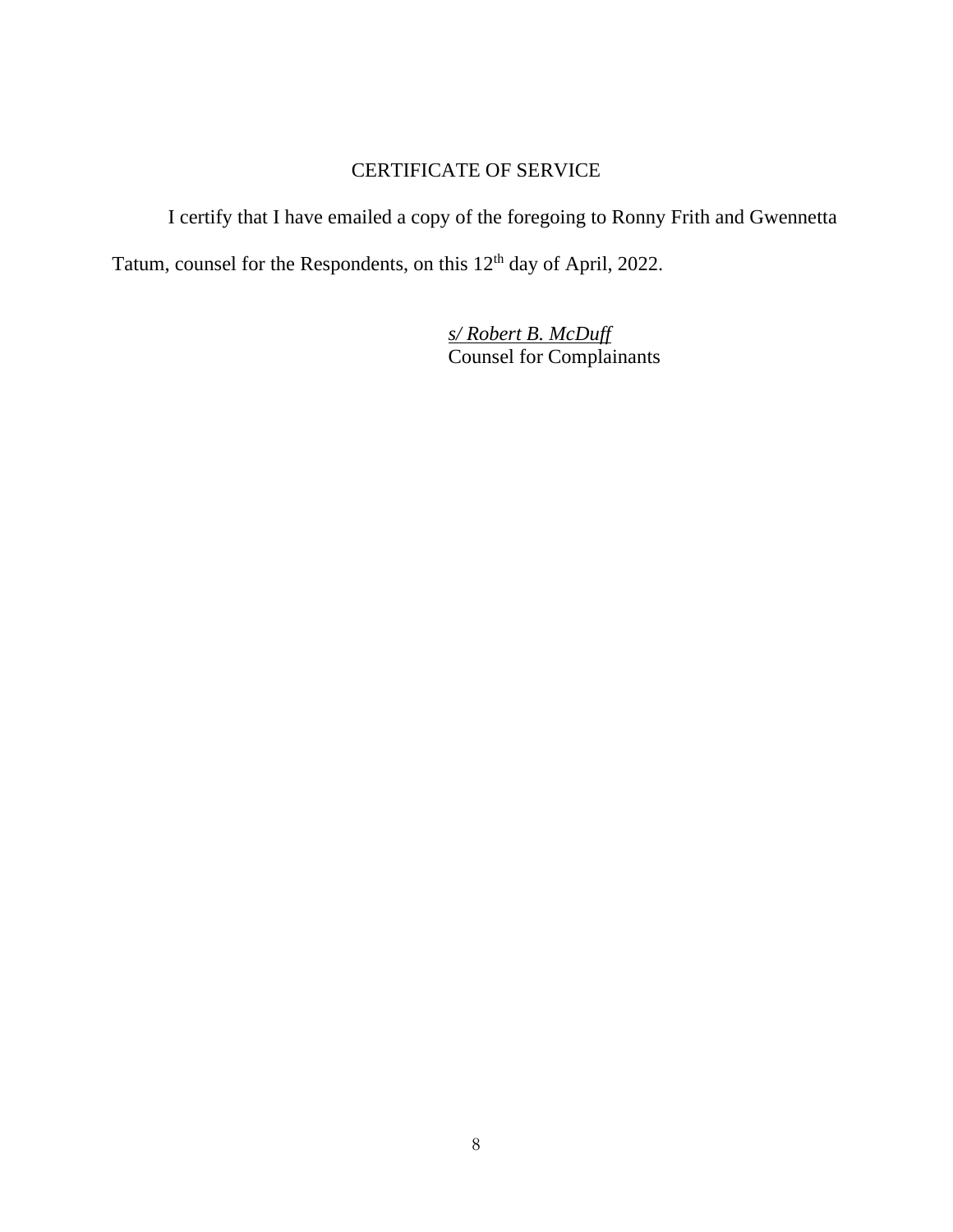## CERTIFICATE OF SERVICE

I certify that I have emailed a copy of the foregoing to Ronny Frith and Gwennetta Tatum, counsel for the Respondents, on this 12th day of April, 2022.

*s/ Robert B. McDuff*
Counsel for Complainants